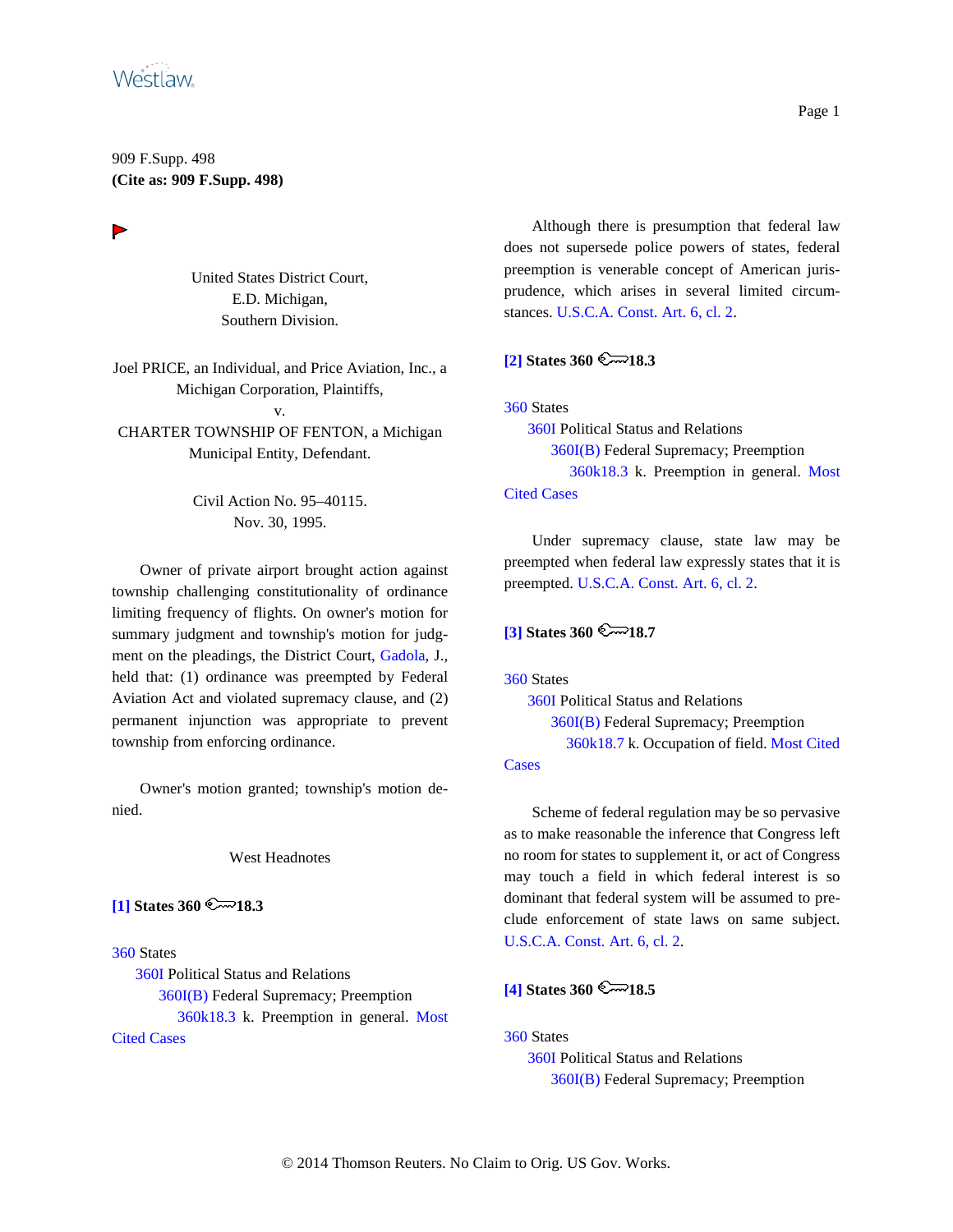909 F.Supp. 498
**(Cite as: 909 F.Supp. 498)**

United States District Court,
E.D. Michigan,
Southern Division.

Joel PRICE, an Individual, and Price Aviation, Inc., a Michigan Corporation, Plaintiffs,
v.
CHARTER TOWNSHIP OF FENTON, a Michigan Municipal Entity, Defendant.

Civil Action No. 95–40115.
Nov. 30, 1995.

Owner of private airport brought action against township challenging constitutionality of ordinance limiting frequency of flights. On owner's motion for summary judgment and township's motion for judgment on the pleadings, the District Court, Gadola, J., held that: (1) ordinance was preempted by Federal Aviation Act and violated supremacy clause, and (2) permanent injunction was appropriate to prevent township from enforcing ordinance.

Owner's motion granted; township's motion denied.

West Headnotes

**[1] States 360 18.3**

360 States
360I Political Status and Relations
360I(B) Federal Supremacy; Preemption
360k18.3 k. Preemption in general. Most Cited Cases

Although there is presumption that federal law does not supersede police powers of states, federal preemption is venerable concept of American jurisprudence, which arises in several limited circumstances. U.S.C.A. Const. Art. 6, cl. 2.

**[2] States 360 18.3**

360 States
360I Political Status and Relations
360I(B) Federal Supremacy; Preemption
360k18.3 k. Preemption in general. Most Cited Cases

Under supremacy clause, state law may be preempted when federal law expressly states that it is preempted. U.S.C.A. Const. Art. 6, cl. 2.

**[3] States 360 18.7**

360 States
360I Political Status and Relations
360I(B) Federal Supremacy; Preemption
360k18.7 k. Occupation of field. Most Cited Cases

Scheme of federal regulation may be so pervasive as to make reasonable the inference that Congress left no room for states to supplement it, or act of Congress may touch a field in which federal interest is so dominant that federal system will be assumed to preclude enforcement of state laws on same subject. U.S.C.A. Const. Art. 6, cl. 2.

**[4] States 360 18.5**

360 States
360I Political Status and Relations
360I(B) Federal Supremacy; Preemption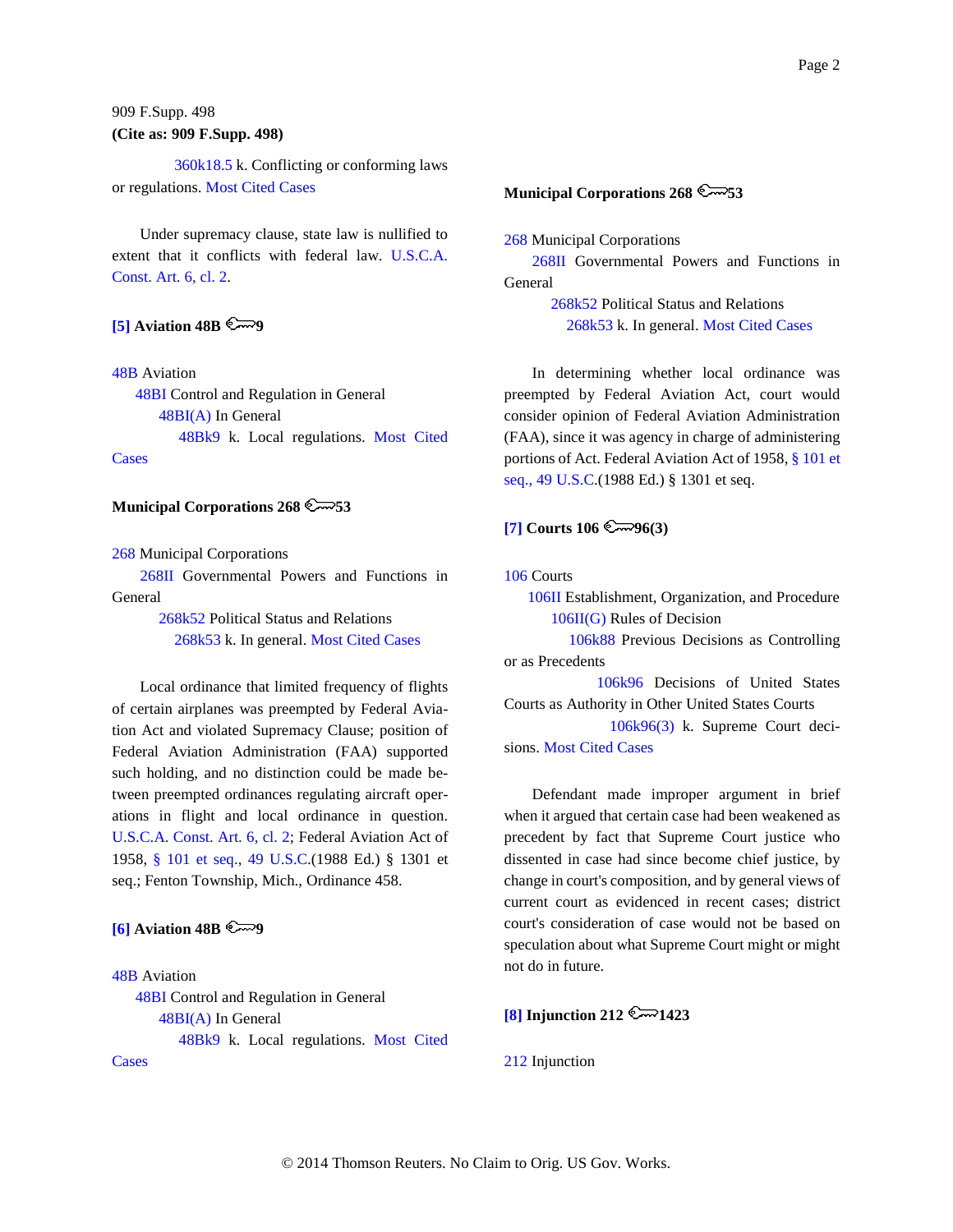360k18.5 k. Conflicting or conforming laws or regulations. Most Cited Cases

Under supremacy clause, state law is nullified to extent that it conflicts with federal law. U.S.C.A. Const. Art. 6, cl. 2.

**[5] Aviation 48B ⚿9**

48B Aviation
48BI Control and Regulation in General
48BI(A) In General
48Bk9 k. Local regulations. Most Cited Cases

**Municipal Corporations 268 ⚿53**

268 Municipal Corporations
268II Governmental Powers and Functions in General
268k52 Political Status and Relations
268k53 k. In general. Most Cited Cases

Local ordinance that limited frequency of flights of certain airplanes was preempted by Federal Aviation Act and violated Supremacy Clause; position of Federal Aviation Administration (FAA) supported such holding, and no distinction could be made between preempted ordinances regulating aircraft operations in flight and local ordinance in question. U.S.C.A. Const. Art. 6, cl. 2; Federal Aviation Act of 1958, § 101 et seq., 49 U.S.C.(1988 Ed.) § 1301 et seq.; Fenton Township, Mich., Ordinance 458.

**[6] Aviation 48B ⚿9**

48B Aviation
48BI Control and Regulation in General
48BI(A) In General
48Bk9 k. Local regulations. Most Cited Cases

**Municipal Corporations 268 ⚿53**

268 Municipal Corporations
268II Governmental Powers and Functions in General
268k52 Political Status and Relations
268k53 k. In general. Most Cited Cases

In determining whether local ordinance was preempted by Federal Aviation Act, court would consider opinion of Federal Aviation Administration (FAA), since it was agency in charge of administering portions of Act. Federal Aviation Act of 1958, § 101 et seq., 49 U.S.C.(1988 Ed.) § 1301 et seq.

**[7] Courts 106 ⚿96(3)**

106 Courts
106II Establishment, Organization, and Procedure
106II(G) Rules of Decision
106k88 Previous Decisions as Controlling or as Precedents
106k96 Decisions of United States Courts as Authority in Other United States Courts
106k96(3) k. Supreme Court decisions. Most Cited Cases

Defendant made improper argument in brief when it argued that certain case had been weakened as precedent by fact that Supreme Court justice who dissented in case had since become chief justice, by change in court's composition, and by general views of current court as evidenced in recent cases; district court's consideration of case would not be based on speculation about what Supreme Court might or might not do in future.

**[8] Injunction 212 ⚿1423**

212 Injunction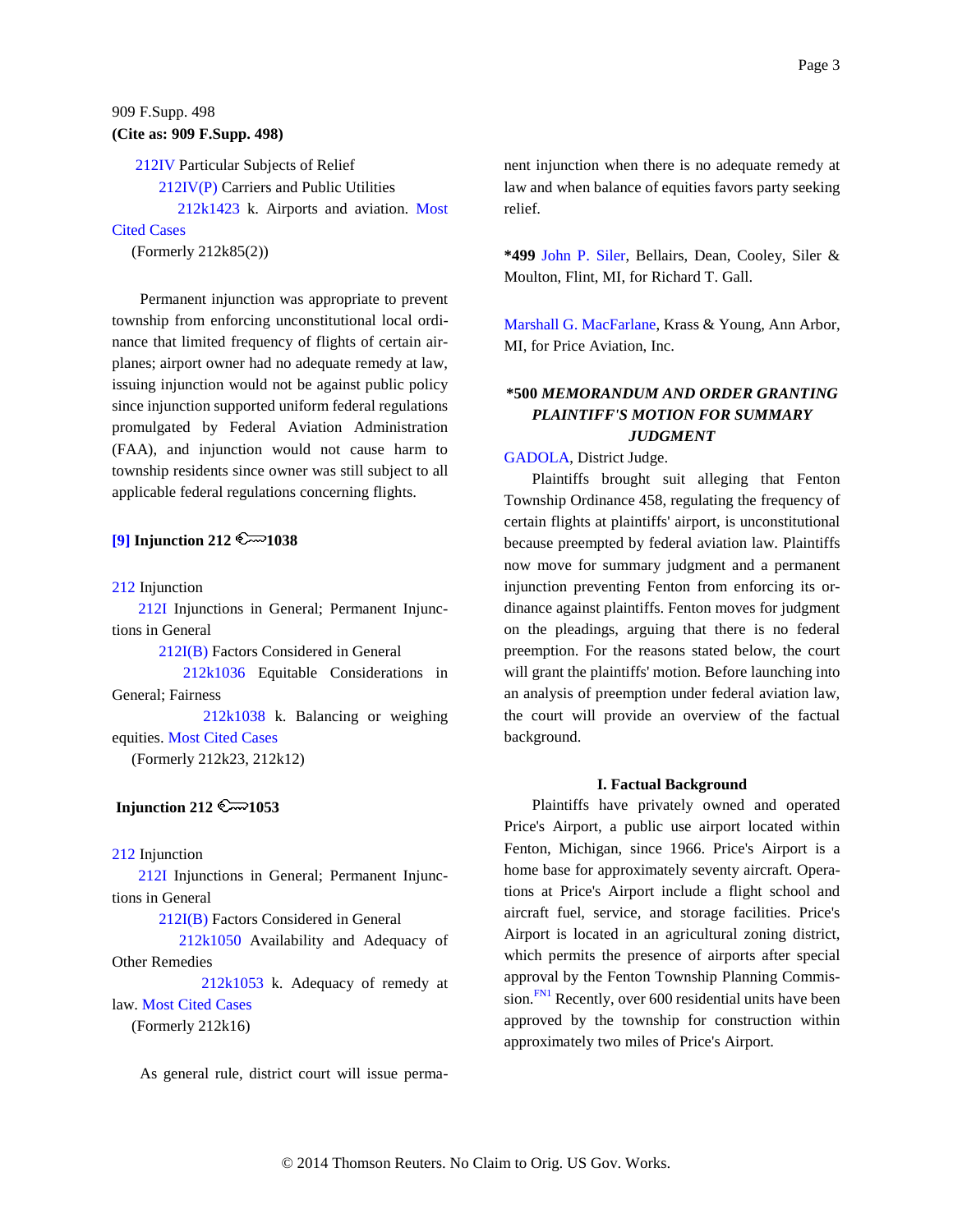909 F.Supp. 498
**(Cite as: 909 F.Supp. 498)**

212IV Particular Subjects of Relief
212IV(P) Carriers and Public Utilities
212k1423 k. Airports and aviation. Most Cited Cases
(Formerly 212k85(2))

Permanent injunction was appropriate to prevent township from enforcing unconstitutional local ordinance that limited frequency of flights of certain airplanes; airport owner had no adequate remedy at law, issuing injunction would not be against public policy since injunction supported uniform federal regulations promulgated by Federal Aviation Administration (FAA), and injunction would not cause harm to township residents since owner was still subject to all applicable federal regulations concerning flights.

**[9] Injunction 212 ⚷1038**

212 Injunction
212I Injunctions in General; Permanent Injunctions in General
212I(B) Factors Considered in General
212k1036 Equitable Considerations in General; Fairness
212k1038 k. Balancing or weighing equities. Most Cited Cases
(Formerly 212k23, 212k12)

**Injunction 212 ⚷1053**

212 Injunction
212I Injunctions in General; Permanent Injunctions in General
212I(B) Factors Considered in General
212k1050 Availability and Adequacy of Other Remedies
212k1053 k. Adequacy of remedy at law. Most Cited Cases
(Formerly 212k16)

As general rule, district court will issue permanent injunction when there is no adequate remedy at law and when balance of equities favors party seeking relief.

**\*499** John P. Siler, Bellairs, Dean, Cooley, Siler & Moulton, Flint, MI, for Richard T. Gall.

Marshall G. MacFarlane, Krass & Young, Ann Arbor, MI, for Price Aviation, Inc.

**\*500 *MEMORANDUM AND ORDER GRANTING PLAINTIFF'S MOTION FOR SUMMARY JUDGMENT***

GADOLA, District Judge.

Plaintiffs brought suit alleging that Fenton Township Ordinance 458, regulating the frequency of certain flights at plaintiffs' airport, is unconstitutional because preempted by federal aviation law. Plaintiffs now move for summary judgment and a permanent injunction preventing Fenton from enforcing its ordinance against plaintiffs. Fenton moves for judgment on the pleadings, arguing that there is no federal preemption. For the reasons stated below, the court will grant the plaintiffs' motion. Before launching into an analysis of preemption under federal aviation law, the court will provide an overview of the factual background.

**I. Factual Background**

Plaintiffs have privately owned and operated Price's Airport, a public use airport located within Fenton, Michigan, since 1966. Price's Airport is a home base for approximately seventy aircraft. Operations at Price's Airport include a flight school and aircraft fuel, service, and storage facilities. Price's Airport is located in an agricultural zoning district, which permits the presence of airports after special approval by the Fenton Township Planning Commission.[FN1] Recently, over 600 residential units have been approved by the township for construction within approximately two miles of Price's Airport.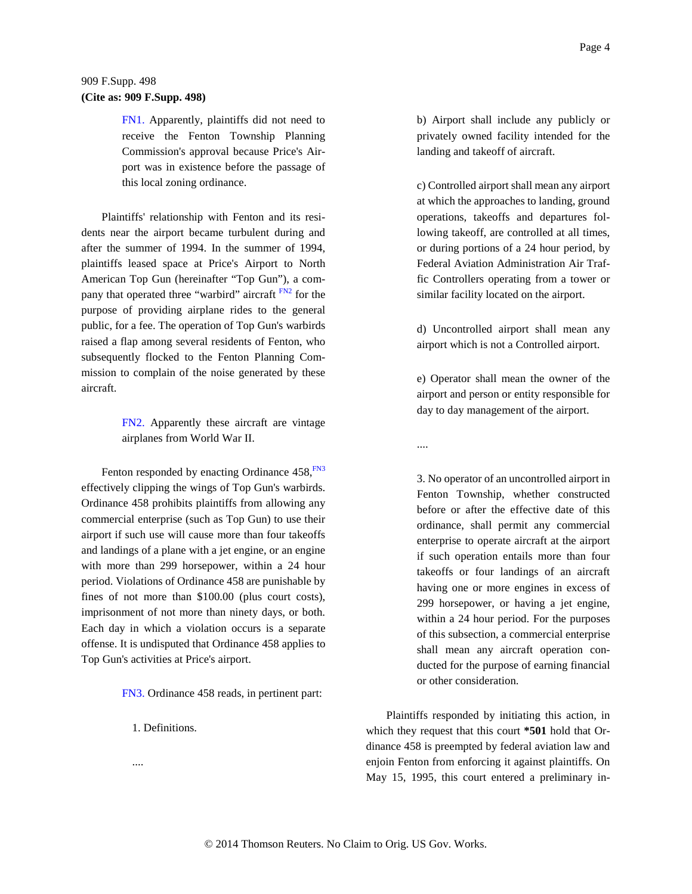FN1. Apparently, plaintiffs did not need to receive the Fenton Township Planning Commission's approval because Price's Airport was in existence before the passage of this local zoning ordinance.

Plaintiffs' relationship with Fenton and its residents near the airport became turbulent during and after the summer of 1994. In the summer of 1994, plaintiffs leased space at Price's Airport to North American Top Gun (hereinafter "Top Gun"), a company that operated three "warbird" aircraft [FN2] for the purpose of providing airplane rides to the general public, for a fee. The operation of Top Gun's warbirds raised a flap among several residents of Fenton, who subsequently flocked to the Fenton Planning Commission to complain of the noise generated by these aircraft.

FN2. Apparently these aircraft are vintage airplanes from World War II.

Fenton responded by enacting Ordinance 458,[FN3] effectively clipping the wings of Top Gun's warbirds. Ordinance 458 prohibits plaintiffs from allowing any commercial enterprise (such as Top Gun) to use their airport if such use will cause more than four takeoffs and landings of a plane with a jet engine, or an engine with more than 299 horsepower, within a 24 hour period. Violations of Ordinance 458 are punishable by fines of not more than $100.00 (plus court costs), imprisonment of not more than ninety days, or both. Each day in which a violation occurs is a separate offense. It is undisputed that Ordinance 458 applies to Top Gun's activities at Price's airport.

FN3. Ordinance 458 reads, in pertinent part:

1. Definitions.

....

b) Airport shall include any publicly or privately owned facility intended for the landing and takeoff of aircraft.

c) Controlled airport shall mean any airport at which the approaches to landing, ground operations, takeoffs and departures following takeoff, are controlled at all times, or during portions of a 24 hour period, by Federal Aviation Administration Air Traffic Controllers operating from a tower or similar facility located on the airport.

d) Uncontrolled airport shall mean any airport which is not a Controlled airport.

e) Operator shall mean the owner of the airport and person or entity responsible for day to day management of the airport.

....

3. No operator of an uncontrolled airport in Fenton Township, whether constructed before or after the effective date of this ordinance, shall permit any commercial enterprise to operate aircraft at the airport if such operation entails more than four takeoffs or four landings of an aircraft having one or more engines in excess of 299 horsepower, or having a jet engine, within a 24 hour period. For the purposes of this subsection, a commercial enterprise shall mean any aircraft operation conducted for the purpose of earning financial or other consideration.

Plaintiffs responded by initiating this action, in which they request that this court **\*501** hold that Ordinance 458 is preempted by federal aviation law and enjoin Fenton from enforcing it against plaintiffs. On May 15, 1995, this court entered a preliminary in-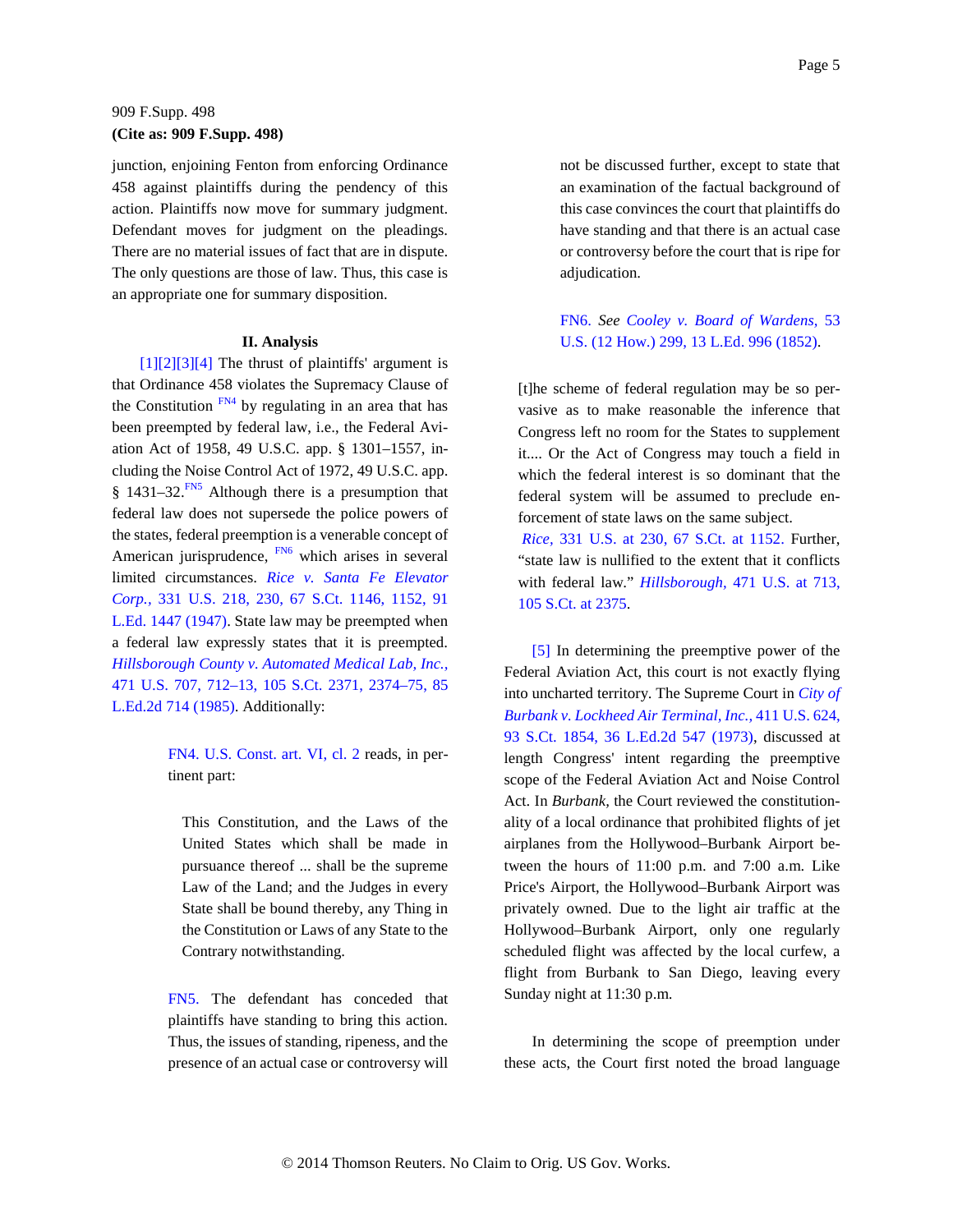junction, enjoining Fenton from enforcing Ordinance 458 against plaintiffs during the pendency of this action. Plaintiffs now move for summary judgment. Defendant moves for judgment on the pleadings. There are no material issues of fact that are in dispute. The only questions are those of law. Thus, this case is an appropriate one for summary disposition.

## II. Analysis

[1][2][3][4] The thrust of plaintiffs' argument is that Ordinance 458 violates the Supremacy Clause of the Constitution [FN4] by regulating in an area that has been preempted by federal law, i.e., the Federal Aviation Act of 1958, 49 U.S.C. app. § 1301–1557, including the Noise Control Act of 1972, 49 U.S.C. app. § 1431–32.[FN5] Although there is a presumption that federal law does not supersede the police powers of the states, federal preemption is a venerable concept of American jurisprudence, [FN6] which arises in several limited circumstances. *Rice v. Santa Fe Elevator Corp.,* 331 U.S. 218, 230, 67 S.Ct. 1146, 1152, 91 L.Ed. 1447 (1947). State law may be preempted when a federal law expressly states that it is preempted. *Hillsborough County v. Automated Medical Lab, Inc.,* 471 U.S. 707, 712–13, 105 S.Ct. 2371, 2374–75, 85 L.Ed.2d 714 (1985). Additionally:

> FN4. U.S. Const. art. VI, cl. 2 reads, in pertinent part:
>
> > This Constitution, and the Laws of the United States which shall be made in pursuance thereof ... shall be the supreme Law of the Land; and the Judges in every State shall be bound thereby, any Thing in the Constitution or Laws of any State to the Contrary notwithstanding.
>
> FN5. The defendant has conceded that plaintiffs have standing to bring this action. Thus, the issues of standing, ripeness, and the presence of an actual case or controversy will not be discussed further, except to state that an examination of the factual background of this case convinces the court that plaintiffs do have standing and that there is an actual case or controversy before the court that is ripe for adjudication.
>
> FN6. *See Cooley v. Board of Wardens,* 53 U.S. (12 How.) 299, 13 L.Ed. 996 (1852).

> [t]he scheme of federal regulation may be so pervasive as to make reasonable the inference that Congress left no room for the States to supplement it.... Or the Act of Congress may touch a field in which the federal interest is so dominant that the federal system will be assumed to preclude enforcement of state laws on the same subject.

*Rice,* 331 U.S. at 230, 67 S.Ct. at 1152. Further, "state law is nullified to the extent that it conflicts with federal law." *Hillsborough,* 471 U.S. at 713, 105 S.Ct. at 2375.

[5] In determining the preemptive power of the Federal Aviation Act, this court is not exactly flying into uncharted territory. The Supreme Court in *City of Burbank v. Lockheed Air Terminal, Inc.,* 411 U.S. 624, 93 S.Ct. 1854, 36 L.Ed.2d 547 (1973), discussed at length Congress' intent regarding the preemptive scope of the Federal Aviation Act and Noise Control Act. In *Burbank,* the Court reviewed the constitutionality of a local ordinance that prohibited flights of jet airplanes from the Hollywood–Burbank Airport between the hours of 11:00 p.m. and 7:00 a.m. Like Price's Airport, the Hollywood–Burbank Airport was privately owned. Due to the light air traffic at the Hollywood–Burbank Airport, only one regularly scheduled flight was affected by the local curfew, a flight from Burbank to San Diego, leaving every Sunday night at 11:30 p.m.

In determining the scope of preemption under these acts, the Court first noted the broad language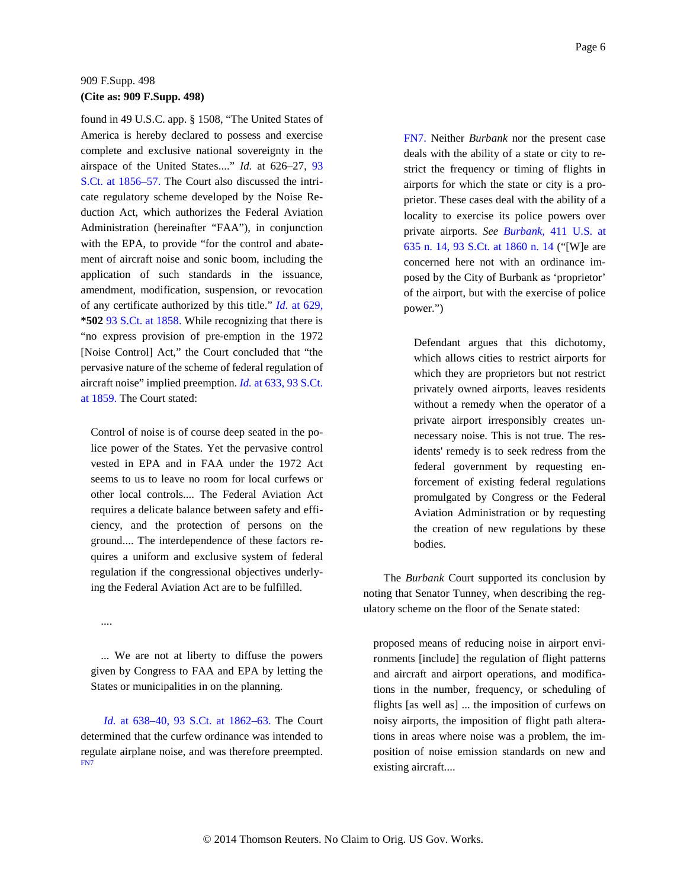found in 49 U.S.C. app. § 1508, "The United States of America is hereby declared to possess and exercise complete and exclusive national sovereignty in the airspace of the United States...." *Id.* at 626–27, 93 S.Ct. at 1856–57. The Court also discussed the intricate regulatory scheme developed by the Noise Reduction Act, which authorizes the Federal Aviation Administration (hereinafter "FAA"), in conjunction with the EPA, to provide "for the control and abatement of aircraft noise and sonic boom, including the application of such standards in the issuance, amendment, modification, suspension, or revocation of any certificate authorized by this title." *Id.* at 629, **\*502** 93 S.Ct. at 1858. While recognizing that there is "no express provision of pre-emption in the 1972 [Noise Control] Act," the Court concluded that "the pervasive nature of the scheme of federal regulation of aircraft noise" implied preemption. *Id.* at 633, 93 S.Ct. at 1859. The Court stated:

> Control of noise is of course deep seated in the police power of the States. Yet the pervasive control vested in EPA and in FAA under the 1972 Act seems to us to leave no room for local curfews or other local controls.... The Federal Aviation Act requires a delicate balance between safety and efficiency, and the protection of persons on the ground.... The interdependence of these factors requires a uniform and exclusive system of federal regulation if the congressional objectives underlying the Federal Aviation Act are to be fulfilled.
>
> ....
>
> ... We are not at liberty to diffuse the powers given by Congress to FAA and EPA by letting the States or municipalities in on the planning.

*Id.* at 638–40, 93 S.Ct. at 1862–63. The Court determined that the curfew ordinance was intended to regulate airplane noise, and was therefore preempted. FN7

> FN7. Neither *Burbank* nor the present case deals with the ability of a state or city to restrict the frequency or timing of flights in airports for which the state or city is a proprietor. These cases deal with the ability of a locality to exercise its police powers over private airports. *See Burbank,* 411 U.S. at 635 n. 14, 93 S.Ct. at 1860 n. 14 ("[W]e are concerned here not with an ordinance imposed by the City of Burbank as 'proprietor' of the airport, but with the exercise of police power.")
>
> Defendant argues that this dichotomy, which allows cities to restrict airports for which they are proprietors but not restrict privately owned airports, leaves residents without a remedy when the operator of a private airport irresponsibly creates unnecessary noise. This is not true. The residents' remedy is to seek redress from the federal government by requesting enforcement of existing federal regulations promulgated by Congress or the Federal Aviation Administration or by requesting the creation of new regulations by these bodies.

The *Burbank* Court supported its conclusion by noting that Senator Tunney, when describing the regulatory scheme on the floor of the Senate stated:

> proposed means of reducing noise in airport environments [include] the regulation of flight patterns and aircraft and airport operations, and modifications in the number, frequency, or scheduling of flights [as well as] ... the imposition of curfews on noisy airports, the imposition of flight path alterations in areas where noise was a problem, the imposition of noise emission standards on new and existing aircraft....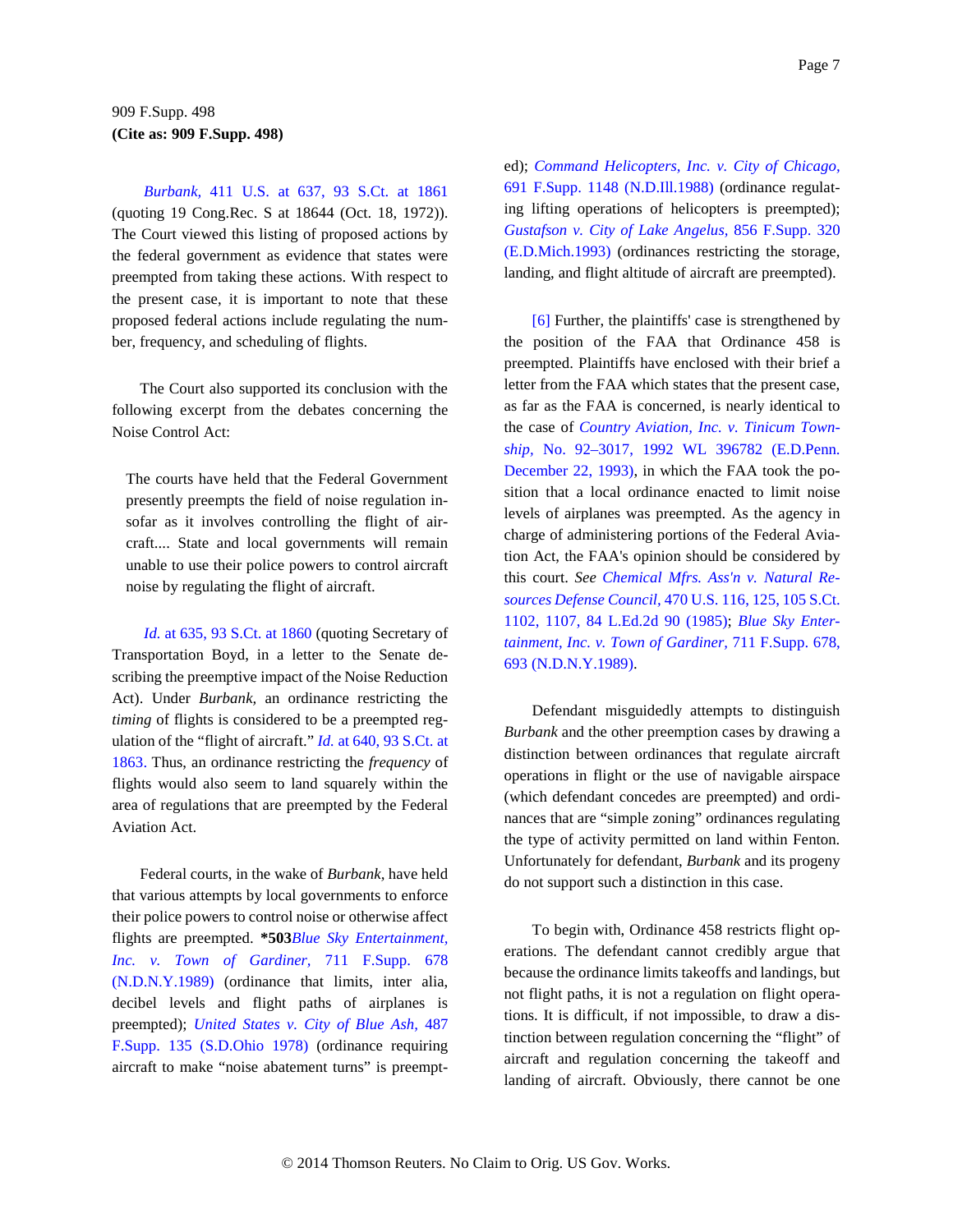*Burbank,* 411 U.S. at 637, 93 S.Ct. at 1861 (quoting 19 Cong.Rec. S at 18644 (Oct. 18, 1972)). The Court viewed this listing of proposed actions by the federal government as evidence that states were preempted from taking these actions. With respect to the present case, it is important to note that these proposed federal actions include regulating the number, frequency, and scheduling of flights.

The Court also supported its conclusion with the following excerpt from the debates concerning the Noise Control Act:

> The courts have held that the Federal Government presently preempts the field of noise regulation insofar as it involves controlling the flight of aircraft.... State and local governments will remain unable to use their police powers to control aircraft noise by regulating the flight of aircraft.

*Id.* at 635, 93 S.Ct. at 1860 (quoting Secretary of Transportation Boyd, in a letter to the Senate describing the preemptive impact of the Noise Reduction Act). Under *Burbank,* an ordinance restricting the *timing* of flights is considered to be a preempted regulation of the "flight of aircraft." *Id.* at 640, 93 S.Ct. at 1863. Thus, an ordinance restricting the *frequency* of flights would also seem to land squarely within the area of regulations that are preempted by the Federal Aviation Act.

Federal courts, in the wake of *Burbank,* have held that various attempts by local governments to enforce their police powers to control noise or otherwise affect flights are preempted. **\*503***Blue Sky Entertainment, Inc. v. Town of Gardiner,* 711 F.Supp. 678 (N.D.N.Y.1989) (ordinance that limits, inter alia, decibel levels and flight paths of airplanes is preempted); *United States v. City of Blue Ash,* 487 F.Supp. 135 (S.D.Ohio 1978) (ordinance requiring aircraft to make "noise abatement turns" is preempted); *Command Helicopters, Inc. v. City of Chicago,* 691 F.Supp. 1148 (N.D.Ill.1988) (ordinance regulating lifting operations of helicopters is preempted); *Gustafson v. City of Lake Angelus,* 856 F.Supp. 320 (E.D.Mich.1993) (ordinances restricting the storage, landing, and flight altitude of aircraft are preempted).

[6] Further, the plaintiffs' case is strengthened by the position of the FAA that Ordinance 458 is preempted. Plaintiffs have enclosed with their brief a letter from the FAA which states that the present case, as far as the FAA is concerned, is nearly identical to the case of *Country Aviation, Inc. v. Tinicum Township,* No. 92–3017, 1992 WL 396782 (E.D.Penn. December 22, 1993), in which the FAA took the position that a local ordinance enacted to limit noise levels of airplanes was preempted. As the agency in charge of administering portions of the Federal Aviation Act, the FAA's opinion should be considered by this court. *See Chemical Mfrs. Ass'n v. Natural Resources Defense Council,* 470 U.S. 116, 125, 105 S.Ct. 1102, 1107, 84 L.Ed.2d 90 (1985); *Blue Sky Entertainment, Inc. v. Town of Gardiner,* 711 F.Supp. 678, 693 (N.D.N.Y.1989).

Defendant misguidedly attempts to distinguish *Burbank* and the other preemption cases by drawing a distinction between ordinances that regulate aircraft operations in flight or the use of navigable airspace (which defendant concedes are preempted) and ordinances that are "simple zoning" ordinances regulating the type of activity permitted on land within Fenton. Unfortunately for defendant, *Burbank* and its progeny do not support such a distinction in this case.

To begin with, Ordinance 458 restricts flight operations. The defendant cannot credibly argue that because the ordinance limits takeoffs and landings, but not flight paths, it is not a regulation on flight operations. It is difficult, if not impossible, to draw a distinction between regulation concerning the "flight" of aircraft and regulation concerning the takeoff and landing of aircraft. Obviously, there cannot be one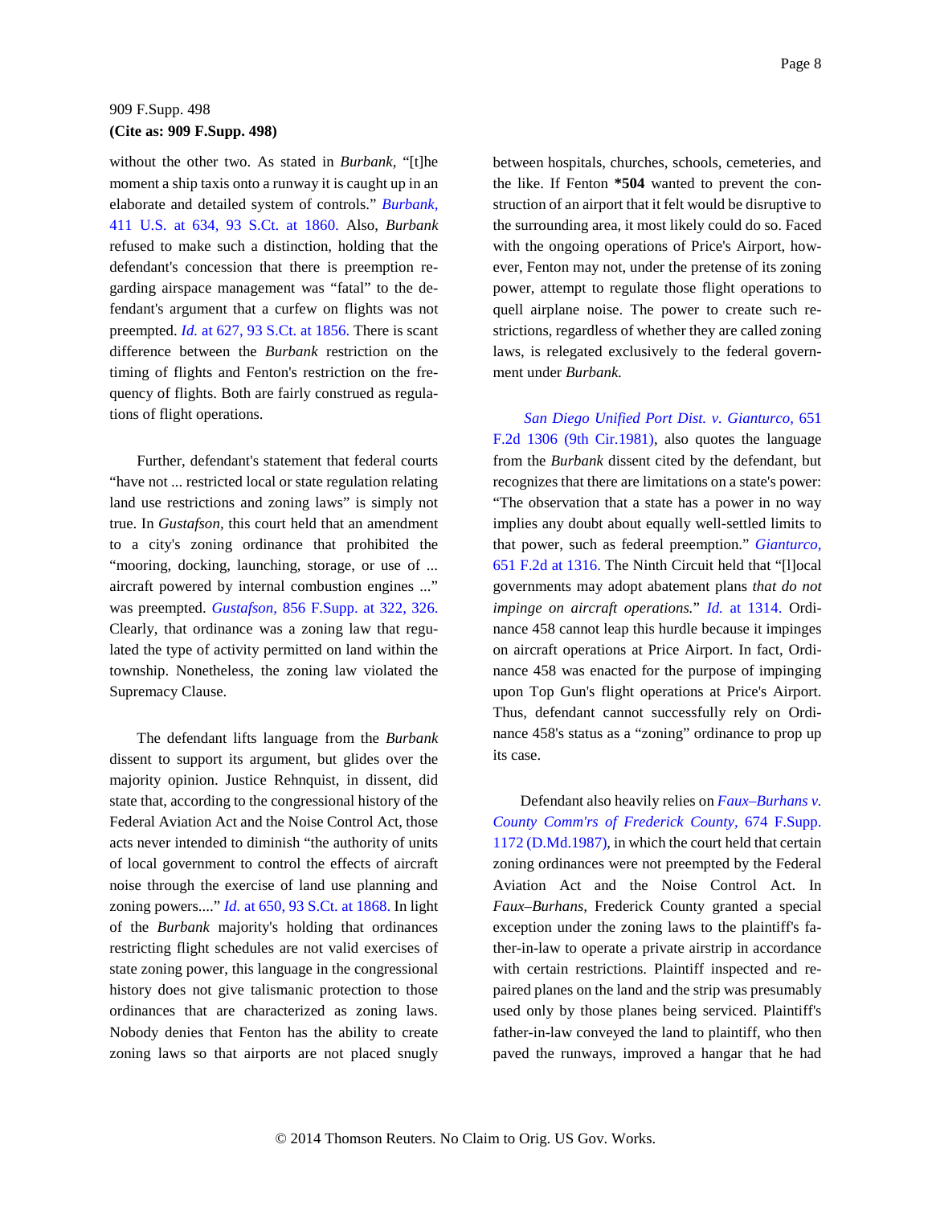without the other two. As stated in *Burbank,* "[t]he moment a ship taxis onto a runway it is caught up in an elaborate and detailed system of controls." *Burbank,* 411 U.S. at 634, 93 S.Ct. at 1860. Also, *Burbank* refused to make such a distinction, holding that the defendant's concession that there is preemption regarding airspace management was "fatal" to the defendant's argument that a curfew on flights was not preempted. *Id.* at 627, 93 S.Ct. at 1856. There is scant difference between the *Burbank* restriction on the timing of flights and Fenton's restriction on the frequency of flights. Both are fairly construed as regulations of flight operations.

Further, defendant's statement that federal courts "have not ... restricted local or state regulation relating land use restrictions and zoning laws" is simply not true. In *Gustafson,* this court held that an amendment to a city's zoning ordinance that prohibited the "mooring, docking, launching, storage, or use of ... aircraft powered by internal combustion engines ..." was preempted. *Gustafson,* 856 F.Supp. at 322, 326. Clearly, that ordinance was a zoning law that regulated the type of activity permitted on land within the township. Nonetheless, the zoning law violated the Supremacy Clause.

The defendant lifts language from the *Burbank* dissent to support its argument, but glides over the majority opinion. Justice Rehnquist, in dissent, did state that, according to the congressional history of the Federal Aviation Act and the Noise Control Act, those acts never intended to diminish "the authority of units of local government to control the effects of aircraft noise through the exercise of land use planning and zoning powers...." *Id.* at 650, 93 S.Ct. at 1868. In light of the *Burbank* majority's holding that ordinances restricting flight schedules are not valid exercises of state zoning power, this language in the congressional history does not give talismanic protection to those ordinances that are characterized as zoning laws. Nobody denies that Fenton has the ability to create zoning laws so that airports are not placed snugly between hospitals, churches, schools, cemeteries, and the like. If Fenton **\*504** wanted to prevent the construction of an airport that it felt would be disruptive to the surrounding area, it most likely could do so. Faced with the ongoing operations of Price's Airport, however, Fenton may not, under the pretense of its zoning power, attempt to regulate those flight operations to quell airplane noise. The power to create such restrictions, regardless of whether they are called zoning laws, is relegated exclusively to the federal government under *Burbank.*

*San Diego Unified Port Dist. v. Gianturco,* 651 F.2d 1306 (9th Cir.1981), also quotes the language from the *Burbank* dissent cited by the defendant, but recognizes that there are limitations on a state's power: "The observation that a state has a power in no way implies any doubt about equally well-settled limits to that power, such as federal preemption." *Gianturco,* 651 F.2d at 1316. The Ninth Circuit held that "[l]ocal governments may adopt abatement plans *that do not impinge on aircraft operations.*" *Id.* at 1314. Ordinance 458 cannot leap this hurdle because it impinges on aircraft operations at Price Airport. In fact, Ordinance 458 was enacted for the purpose of impinging upon Top Gun's flight operations at Price's Airport. Thus, defendant cannot successfully rely on Ordinance 458's status as a "zoning" ordinance to prop up its case.

Defendant also heavily relies on *Faux–Burhans v. County Comm'rs of Frederick County,* 674 F.Supp. 1172 (D.Md.1987), in which the court held that certain zoning ordinances were not preempted by the Federal Aviation Act and the Noise Control Act. In *Faux–Burhans,* Frederick County granted a special exception under the zoning laws to the plaintiff's father-in-law to operate a private airstrip in accordance with certain restrictions. Plaintiff inspected and repaired planes on the land and the strip was presumably used only by those planes being serviced. Plaintiff's father-in-law conveyed the land to plaintiff, who then paved the runways, improved a hangar that he had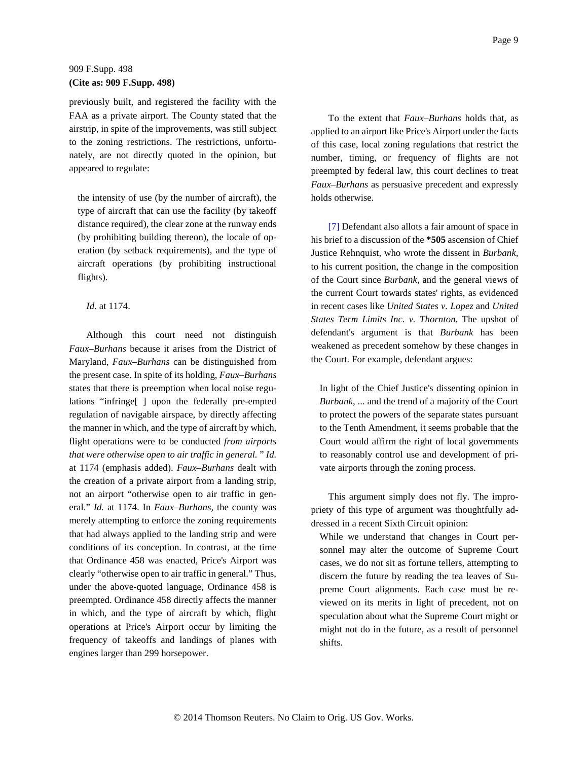previously built, and registered the facility with the FAA as a private airport. The County stated that the airstrip, in spite of the improvements, was still subject to the zoning restrictions. The restrictions, unfortunately, are not directly quoted in the opinion, but appeared to regulate:

> the intensity of use (by the number of aircraft), the type of aircraft that can use the facility (by takeoff distance required), the clear zone at the runway ends (by prohibiting building thereon), the locale of operation (by setback requirements), and the type of aircraft operations (by prohibiting instructional flights).
>
> *Id.* at 1174.

Although this court need not distinguish *Faux–Burhans* because it arises from the District of Maryland, *Faux–Burhans* can be distinguished from the present case. In spite of its holding, *Faux–Burhans* states that there is preemption when local noise regulations "infringe[ ] upon the federally pre-empted regulation of navigable airspace, by directly affecting the manner in which, and the type of aircraft by which, flight operations were to be conducted *from airports that were otherwise open to air traffic in general.* " *Id.* at 1174 (emphasis added). *Faux–Burhans* dealt with the creation of a private airport from a landing strip, not an airport "otherwise open to air traffic in general." *Id.* at 1174. In *Faux–Burhans*, the county was merely attempting to enforce the zoning requirements that had always applied to the landing strip and were conditions of its conception. In contrast, at the time that Ordinance 458 was enacted, Price's Airport was clearly "otherwise open to air traffic in general." Thus, under the above-quoted language, Ordinance 458 is preempted. Ordinance 458 directly affects the manner in which, and the type of aircraft by which, flight operations at Price's Airport occur by limiting the frequency of takeoffs and landings of planes with engines larger than 299 horsepower.

To the extent that *Faux–Burhans* holds that, as applied to an airport like Price's Airport under the facts of this case, local zoning regulations that restrict the number, timing, or frequency of flights are not preempted by federal law, this court declines to treat *Faux–Burhans* as persuasive precedent and expressly holds otherwise.

[7] Defendant also allots a fair amount of space in his brief to a discussion of the **\*505** ascension of Chief Justice Rehnquist, who wrote the dissent in *Burbank*, to his current position, the change in the composition of the Court since *Burbank*, and the general views of the current Court towards states' rights, as evidenced in recent cases like *United States v. Lopez* and *United States Term Limits Inc. v. Thornton.* The upshot of defendant's argument is that *Burbank* has been weakened as precedent somehow by these changes in the Court. For example, defendant argues:

> In light of the Chief Justice's dissenting opinion in *Burbank*, ... and the trend of a majority of the Court to protect the powers of the separate states pursuant to the Tenth Amendment, it seems probable that the Court would affirm the right of local governments to reasonably control use and development of private airports through the zoning process.

This argument simply does not fly. The impropriety of this type of argument was thoughtfully addressed in a recent Sixth Circuit opinion:

> While we understand that changes in Court personnel may alter the outcome of Supreme Court cases, we do not sit as fortune tellers, attempting to discern the future by reading the tea leaves of Supreme Court alignments. Each case must be reviewed on its merits in light of precedent, not on speculation about what the Supreme Court might or might not do in the future, as a result of personnel shifts.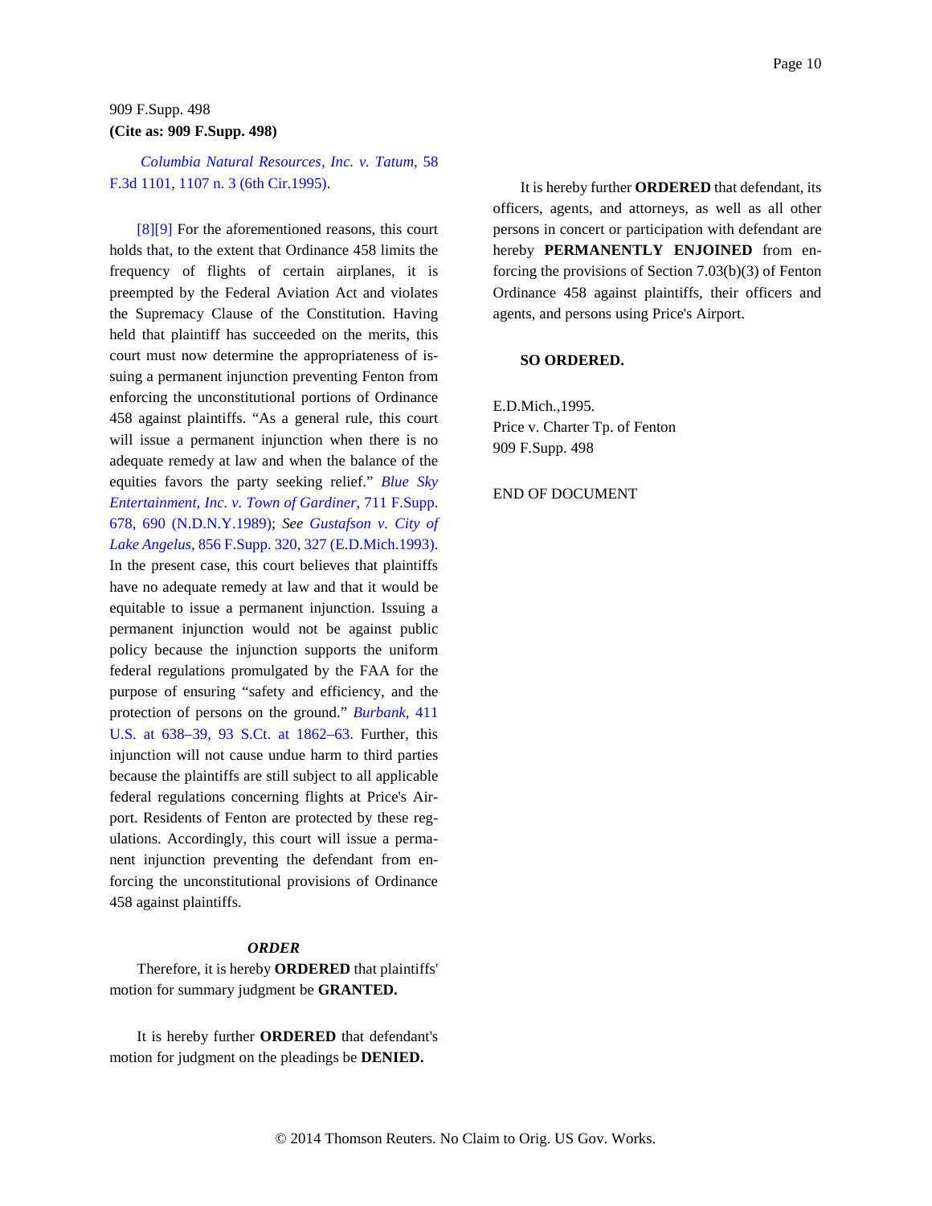Columbia Natural Resources, Inc. v. Tatum, 58 F.3d 1101, 1107 n. 3 (6th Cir.1995).

[8][9] For the aforementioned reasons, this court holds that, to the extent that Ordinance 458 limits the frequency of flights of certain airplanes, it is preempted by the Federal Aviation Act and violates the Supremacy Clause of the Constitution. Having held that plaintiff has succeeded on the merits, this court must now determine the appropriateness of issuing a permanent injunction preventing Fenton from enforcing the unconstitutional portions of Ordinance 458 against plaintiffs. "As a general rule, this court will issue a permanent injunction when there is no adequate remedy at law and when the balance of the equities favors the party seeking relief." *Blue Sky Entertainment, Inc. v. Town of Gardiner,* 711 F.Supp. 678, 690 (N.D.N.Y.1989); *See Gustafson v. City of Lake Angelus,* 856 F.Supp. 320, 327 (E.D.Mich.1993). In the present case, this court believes that plaintiffs have no adequate remedy at law and that it would be equitable to issue a permanent injunction. Issuing a permanent injunction would not be against public policy because the injunction supports the uniform federal regulations promulgated by the FAA for the purpose of ensuring "safety and efficiency, and the protection of persons on the ground." *Burbank,* 411 U.S. at 638–39, 93 S.Ct. at 1862–63. Further, this injunction will not cause undue harm to third parties because the plaintiffs are still subject to all applicable federal regulations concerning flights at Price's Airport. Residents of Fenton are protected by these regulations. Accordingly, this court will issue a permanent injunction preventing the defendant from enforcing the unconstitutional provisions of Ordinance 458 against plaintiffs.

***ORDER***

Therefore, it is hereby **ORDERED** that plaintiffs' motion for summary judgment be **GRANTED.**

It is hereby further **ORDERED** that defendant's motion for judgment on the pleadings be **DENIED.**

It is hereby further **ORDERED** that defendant, its officers, agents, and attorneys, as well as all other persons in concert or participation with defendant are hereby **PERMANENTLY ENJOINED** from enforcing the provisions of Section 7.03(b)(3) of Fenton Ordinance 458 against plaintiffs, their officers and agents, and persons using Price's Airport.

**SO ORDERED.**

E.D.Mich.,1995.
Price v. Charter Tp. of Fenton
909 F.Supp. 498

END OF DOCUMENT